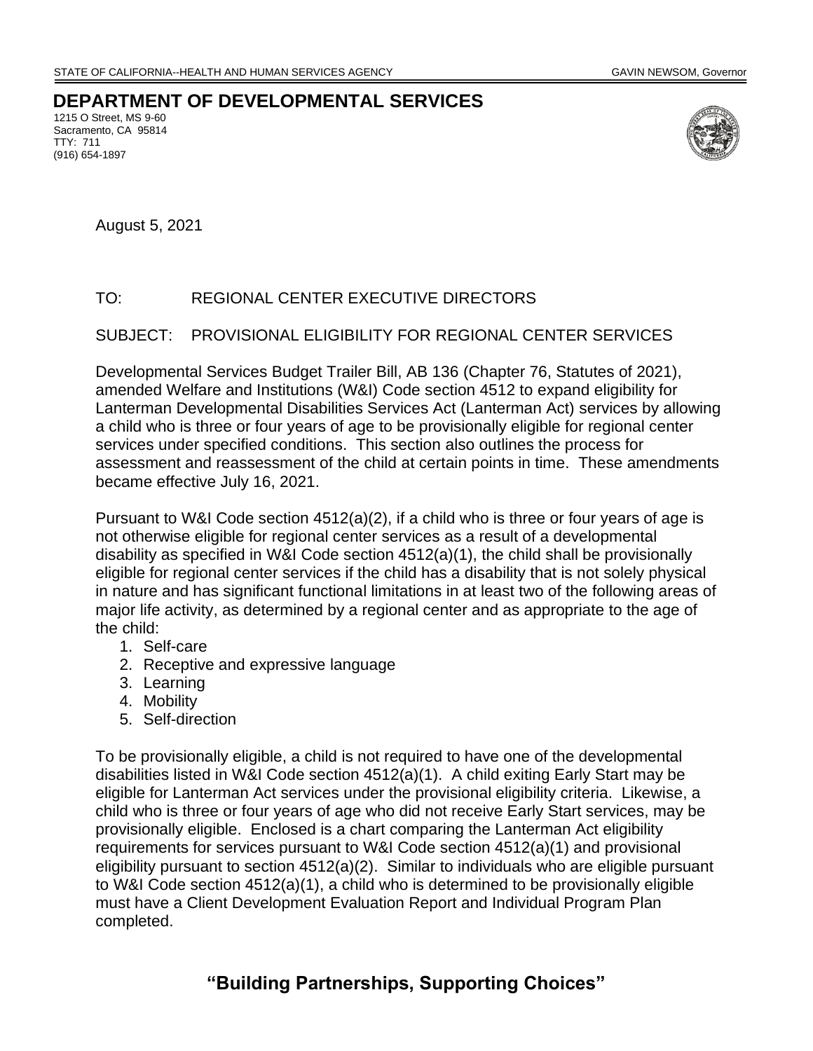STATE OF CALIFORNIA--HEALTH AND HUMAN SERVICES AGENCY GAVIN NEWSOM, Governor

# DEPARTMENT OF DEVELOPMENTAL SERVICES

1215 O Street, MS 9-60
Sacramento, CA 95814
TTY: 711
(916) 654-1897

August 5, 2021

TO: REGIONAL CENTER EXECUTIVE DIRECTORS

SUBJECT: PROVISIONAL ELIGIBILITY FOR REGIONAL CENTER SERVICES

Developmental Services Budget Trailer Bill, AB 136 (Chapter 76, Statutes of 2021), amended Welfare and Institutions (W&I) Code section 4512 to expand eligibility for Lanterman Developmental Disabilities Services Act (Lanterman Act) services by allowing a child who is three or four years of age to be provisionally eligible for regional center services under specified conditions. This section also outlines the process for assessment and reassessment of the child at certain points in time. These amendments became effective July 16, 2021.

Pursuant to W&I Code section 4512(a)(2), if a child who is three or four years of age is not otherwise eligible for regional center services as a result of a developmental disability as specified in W&I Code section 4512(a)(1), the child shall be provisionally eligible for regional center services if the child has a disability that is not solely physical in nature and has significant functional limitations in at least two of the following areas of major life activity, as determined by a regional center and as appropriate to the age of the child:

1. Self-care
2. Receptive and expressive language
3. Learning
4. Mobility
5. Self-direction

To be provisionally eligible, a child is not required to have one of the developmental disabilities listed in W&I Code section 4512(a)(1). A child exiting Early Start may be eligible for Lanterman Act services under the provisional eligibility criteria. Likewise, a child who is three or four years of age who did not receive Early Start services, may be provisionally eligible. Enclosed is a chart comparing the Lanterman Act eligibility requirements for services pursuant to W&I Code section 4512(a)(1) and provisional eligibility pursuant to section 4512(a)(2). Similar to individuals who are eligible pursuant to W&I Code section 4512(a)(1), a child who is determined to be provisionally eligible must have a Client Development Evaluation Report and Individual Program Plan completed.

**"Building Partnerships, Supporting Choices"**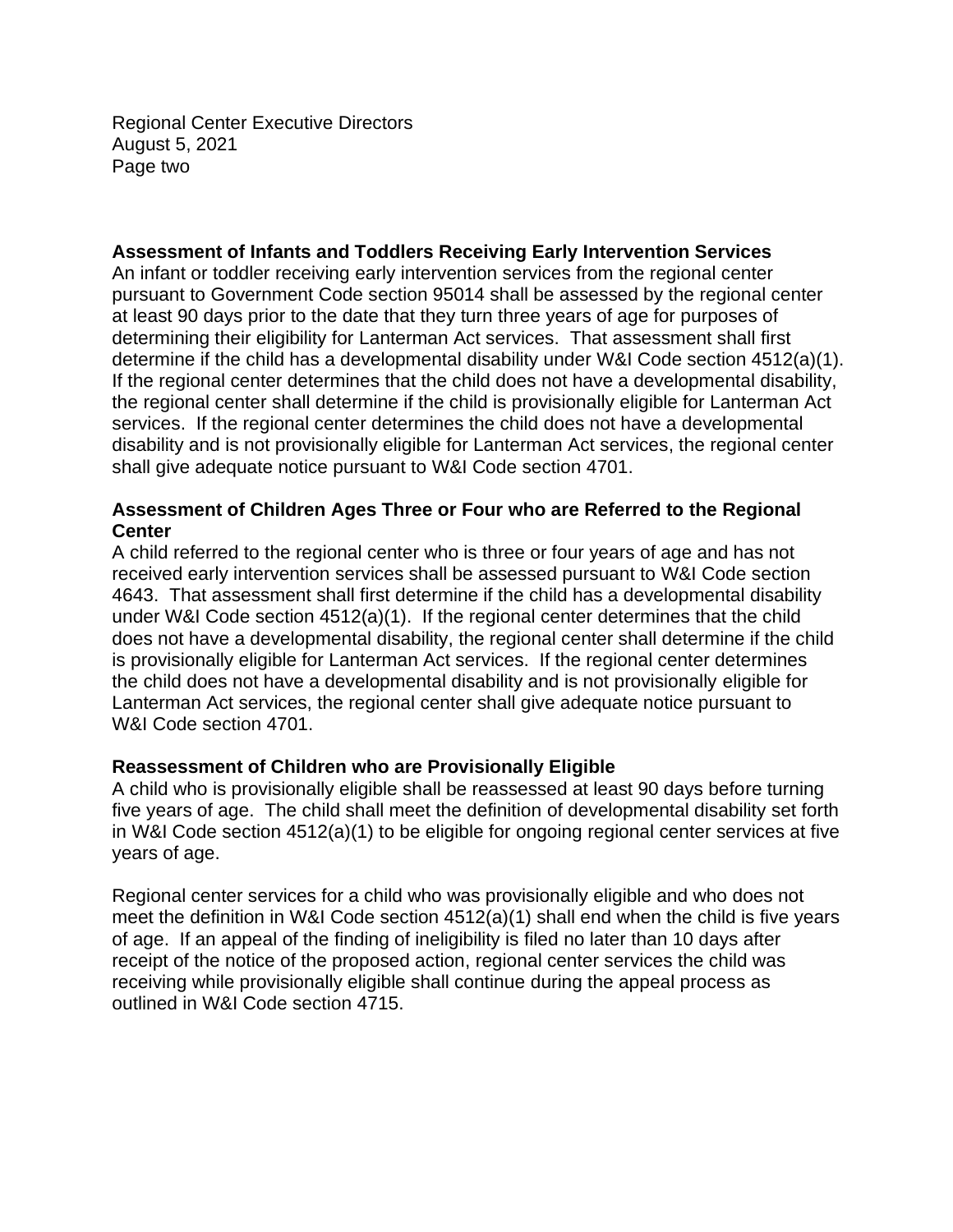**Assessment of Infants and Toddlers Receiving Early Intervention Services**

An infant or toddler receiving early intervention services from the regional center pursuant to Government Code section 95014 shall be assessed by the regional center at least 90 days prior to the date that they turn three years of age for purposes of determining their eligibility for Lanterman Act services. That assessment shall first determine if the child has a developmental disability under W&I Code section 4512(a)(1). If the regional center determines that the child does not have a developmental disability, the regional center shall determine if the child is provisionally eligible for Lanterman Act services. If the regional center determines the child does not have a developmental disability and is not provisionally eligible for Lanterman Act services, the regional center shall give adequate notice pursuant to W&I Code section 4701.

**Assessment of Children Ages Three or Four who are Referred to the Regional Center**

A child referred to the regional center who is three or four years of age and has not received early intervention services shall be assessed pursuant to W&I Code section 4643. That assessment shall first determine if the child has a developmental disability under W&I Code section 4512(a)(1). If the regional center determines that the child does not have a developmental disability, the regional center shall determine if the child is provisionally eligible for Lanterman Act services. If the regional center determines the child does not have a developmental disability and is not provisionally eligible for Lanterman Act services, the regional center shall give adequate notice pursuant to W&I Code section 4701.

**Reassessment of Children who are Provisionally Eligible**

A child who is provisionally eligible shall be reassessed at least 90 days before turning five years of age. The child shall meet the definition of developmental disability set forth in W&I Code section 4512(a)(1) to be eligible for ongoing regional center services at five years of age.

Regional center services for a child who was provisionally eligible and who does not meet the definition in W&I Code section 4512(a)(1) shall end when the child is five years of age. If an appeal of the finding of ineligibility is filed no later than 10 days after receipt of the notice of the proposed action, regional center services the child was receiving while provisionally eligible shall continue during the appeal process as outlined in W&I Code section 4715.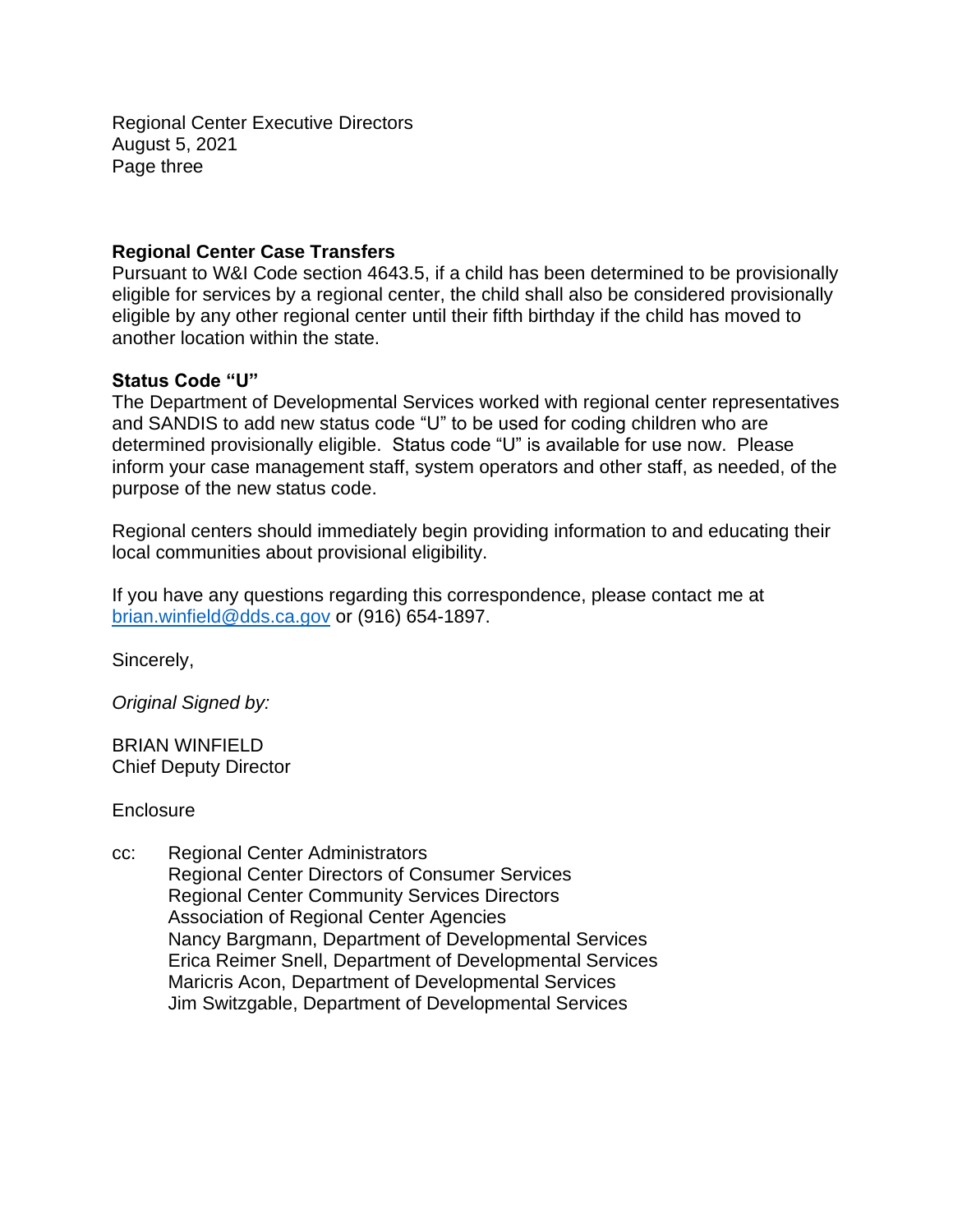**Regional Center Case Transfers**
Pursuant to W&I Code section 4643.5, if a child has been determined to be provisionally eligible for services by a regional center, the child shall also be considered provisionally eligible by any other regional center until their fifth birthday if the child has moved to another location within the state.

**Status Code "U"**
The Department of Developmental Services worked with regional center representatives and SANDIS to add new status code "U" to be used for coding children who are determined provisionally eligible. Status code "U" is available for use now. Please inform your case management staff, system operators and other staff, as needed, of the purpose of the new status code.

Regional centers should immediately begin providing information to and educating their local communities about provisional eligibility.

If you have any questions regarding this correspondence, please contact me at brian.winfield@dds.ca.gov or (916) 654-1897.

Sincerely,

*Original Signed by:*

BRIAN WINFIELD
Chief Deputy Director

Enclosure

cc: Regional Center Administrators
Regional Center Directors of Consumer Services
Regional Center Community Services Directors
Association of Regional Center Agencies
Nancy Bargmann, Department of Developmental Services
Erica Reimer Snell, Department of Developmental Services
Maricris Acon, Department of Developmental Services
Jim Switzgable, Department of Developmental Services